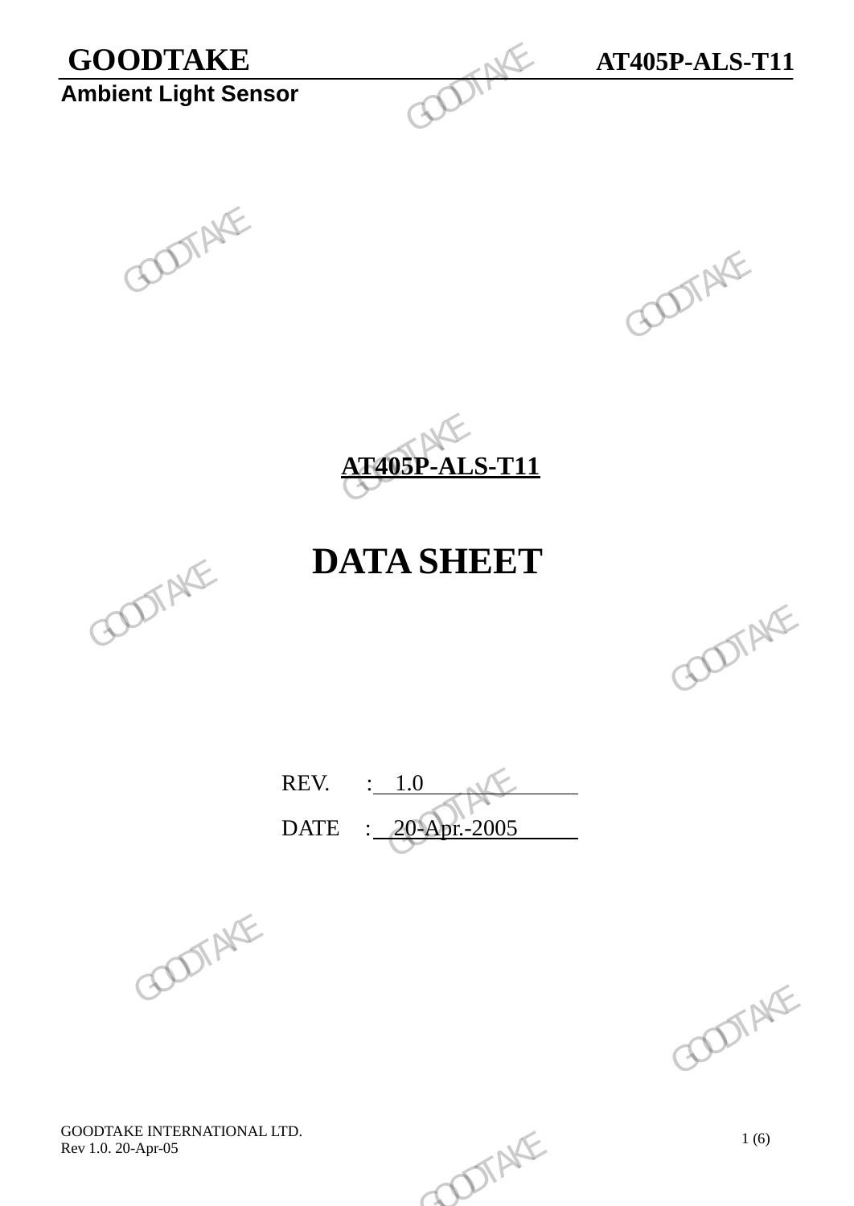# AT405P-ALS-T11

# DATA SHEET

REV. : 1.0

DATE : 20-Apr.-2005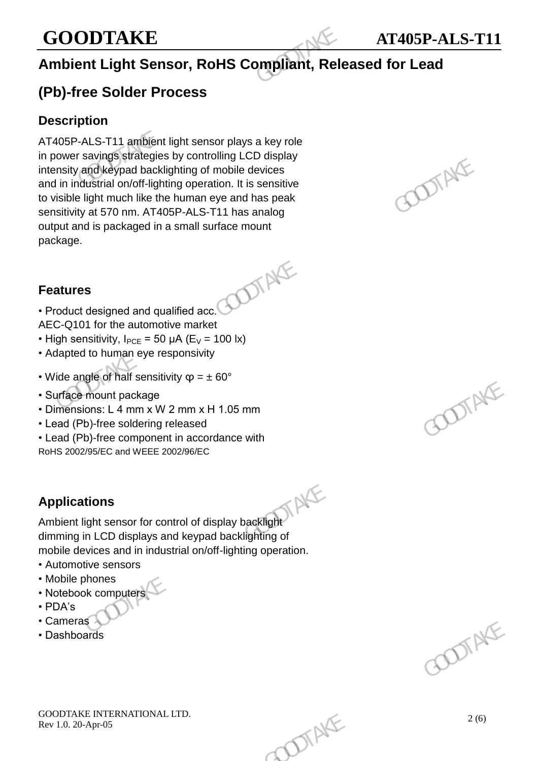# Ambient Light Sensor, RoHS Compliant, Released for Lead (Pb)-free Solder Process

## Description

AT405P-ALS-T11 ambient light sensor plays a key role in power savings strategies by controlling LCD display intensity and keypad backlighting of mobile devices and in industrial on/off-lighting operation. It is sensitive to visible light much like the human eye and has peak sensitivity at 570 nm. AT405P-ALS-T11 has analog output and is packaged in a small surface mount package.

## Features

- Product designed and qualified acc. AEC-Q101 for the automotive market
- High sensitivity, $I_{PCE}$ = 50 µA ($E_V$ = 100 lx)
- Adapted to human eye responsivity
- Wide angle of half sensitivity φ = ± 60°
- Surface mount package
- Dimensions: L 4 mm x W 2 mm x H 1.05 mm
- Lead (Pb)-free soldering released
- Lead (Pb)-free component in accordance with RoHS 2002/95/EC and WEEE 2002/96/EC

## Applications

Ambient light sensor for control of display backlight dimming in LCD displays and keypad backlighting of mobile devices and in industrial on/off-lighting operation.

- Automotive sensors
- Mobile phones
- Notebook computers
- PDA's
- Cameras
- Dashboards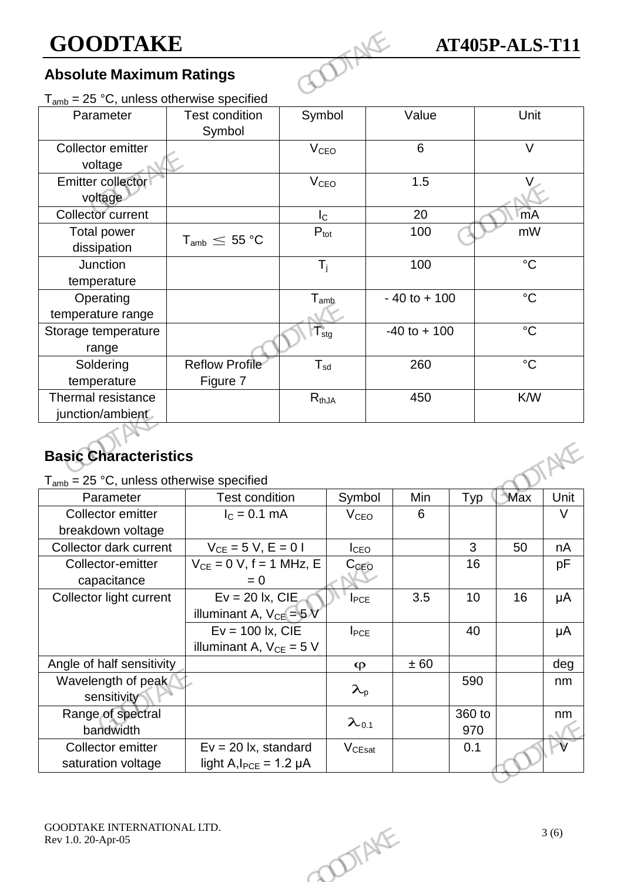## Absolute Maximum Ratings

$T_{amb}$ = 25 °C, unless otherwise specified

| Parameter | Test condition Symbol | Symbol | Value | Unit |
|---|---|---|---|---|
| Collector emitter voltage | | $V_{CEO}$ | 6 | V |
| Emitter collector voltage | | $V_{CEO}$ | 1.5 | V |
| Collector current | | $I_C$ | 20 | mA |
| Total power dissipation | $T_{amb} \leq 55$ °C | $P_{tot}$ | 100 | mW |
| Junction temperature | | $T_j$ | 100 | °C |
| Operating temperature range | | $T_{amb}$ | - 40 to + 100 | °C |
| Storage temperature range | | $T_{stg}$ | -40 to + 100 | °C |
| Soldering temperature | Reflow Profile Figure 7 | $T_{sd}$ | 260 | °C |
| Thermal resistance junction/ambient | | $R_{thJA}$ | 450 | K/W |

## Basic Characteristics

$T_{amb}$ = 25 °C, unless otherwise specified

| Parameter | Test condition | Symbol | Min | Typ | Max | Unit |
|---|---|---|---|---|---|---|
| Collector emitter breakdown voltage | $I_C$ = 0.1 mA | $V_{CEO}$ | 6 | | | V |
| Collector dark current | $V_{CE}$ = 5 V, E = 0 l | $I_{CEO}$ | | 3 | 50 | nA |
| Collector-emitter capacitance | $V_{CE}$ = 0 V, f = 1 MHz, E = 0 | $C_{CEO}$ | | 16 | | pF |
| Collector light current | Ev = 20 lx, CIE illuminant A, $V_{CE}$ = 5 V | $I_{PCE}$ | 3.5 | 10 | 16 | μA |
| | Ev = 100 lx, CIE illuminant A, $V_{CE}$ = 5 V | $I_{PCE}$ | | 40 | | μA |
| Angle of half sensitivity | | $\varphi$ | ± 60 | | | deg |
| Wavelength of peak sensitivity | | $\lambda_p$ | | 590 | | nm |
| Range of spectral bandwidth | | $\lambda_{0.1}$ | | 360 to 970 | | nm |
| Collector emitter saturation voltage | Ev = 20 lx, standard light A, $I_{PCE}$ = 1.2 μA | $V_{CEsat}$ | | 0.1 | | V |

GOODTAKE INTERNATIONAL LTD.
Rev 1.0. 20-Apr-05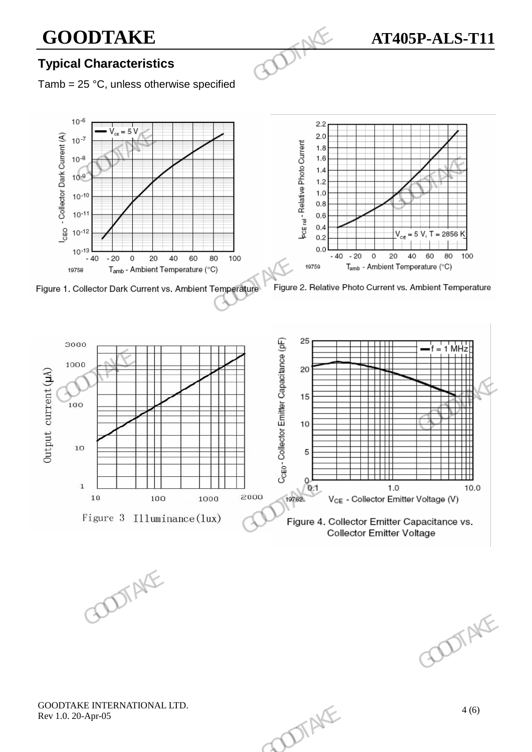## Typical Characteristics

Tamb = 25 °C, unless otherwise specified

Figure 1. Collector Dark Current vs. Ambient Temperature

Figure 2. Relative Photo Current vs. Ambient Temperature

Figure 3 Illuminance(lux)

Figure 4. Collector Emitter Capacitance vs. Collector Emitter Voltage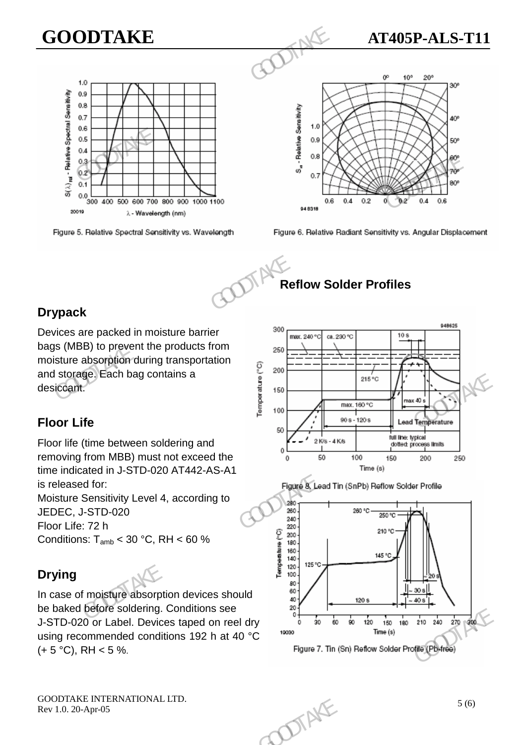Figure 5. Relative Spectral Sensitivity vs. Wavelength

Figure 6. Relative Radiant Sensitivity vs. Angular Displacement

## Reflow Solder Profiles

## Drypack

Devices are packed in moisture barrier bags (MBB) to prevent the products from moisture absorption during transportation and storage. Each bag contains a desiccant.

## Floor Life

Floor life (time between soldering and removing from MBB) must not exceed the time indicated in J-STD-020 AT442-AS-A1 is released for:
Moisture Sensitivity Level 4, according to JEDEC, J-STD-020
Floor Life: 72 h
Conditions: $T_{amb}$ < 30 °C, RH < 60 %

## Drying

In case of moisture absorption devices should be baked before soldering. Conditions see J-STD-020 or Label. Devices taped on reel dry using recommended conditions 192 h at 40 °C (+ 5 °C), RH < 5 %.

Figure 8. Lead Tin (SnPb) Reflow Solder Profile

Figure 7. Tin (Sn) Reflow Solder Profile (Pb-free)

GOODTAKE INTERNATIONAL LTD.
Rev 1.0. 20-Apr-05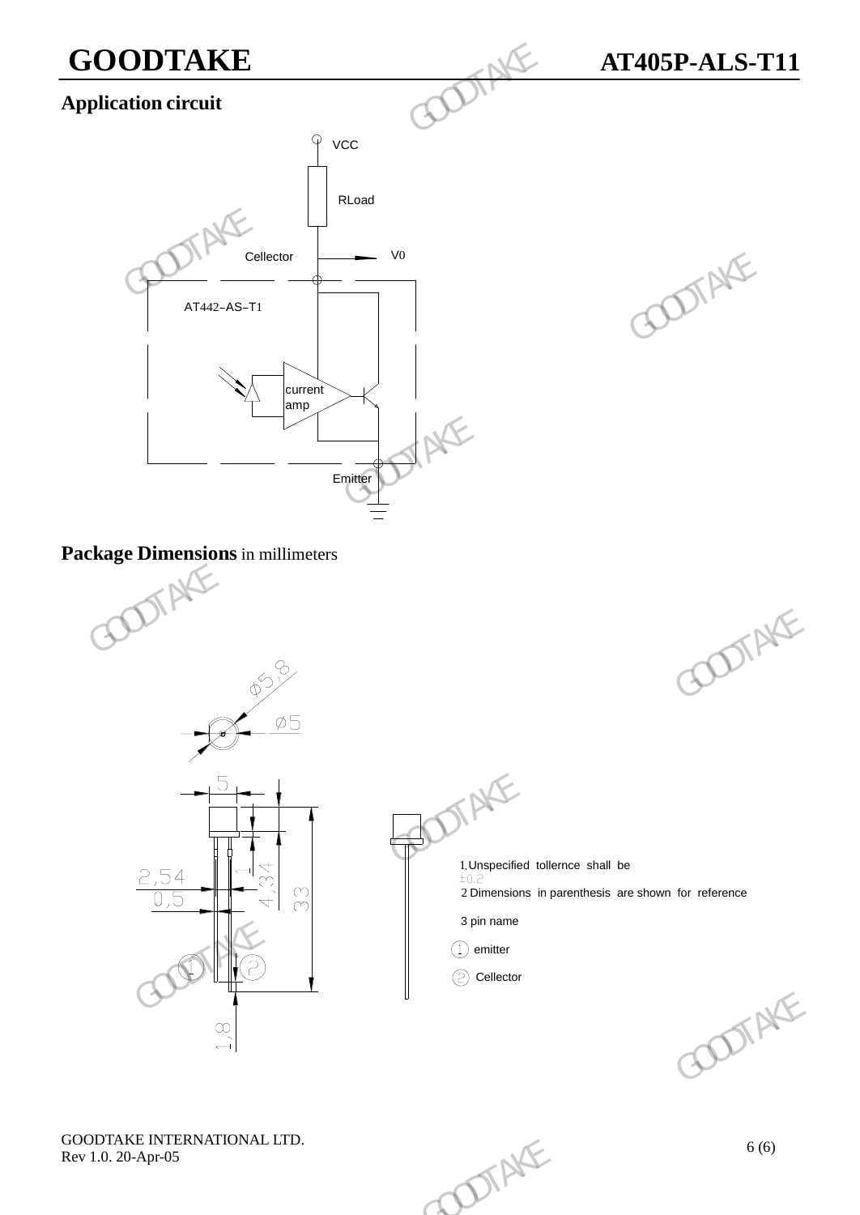## Application circuit

VCC

RLoad

Cellector

V0

AT442–AS–T1

current amp

Emitter

## Package Dimensions in millimeters

Ø5,8

Ø5

5

1

4,34

33

2,54

0,5

1,8

1. Unspecified tollernce shall be ±0.2
2. Dimensions in parenthesis are shown for reference
3. pin name

① emitter

② Cellector